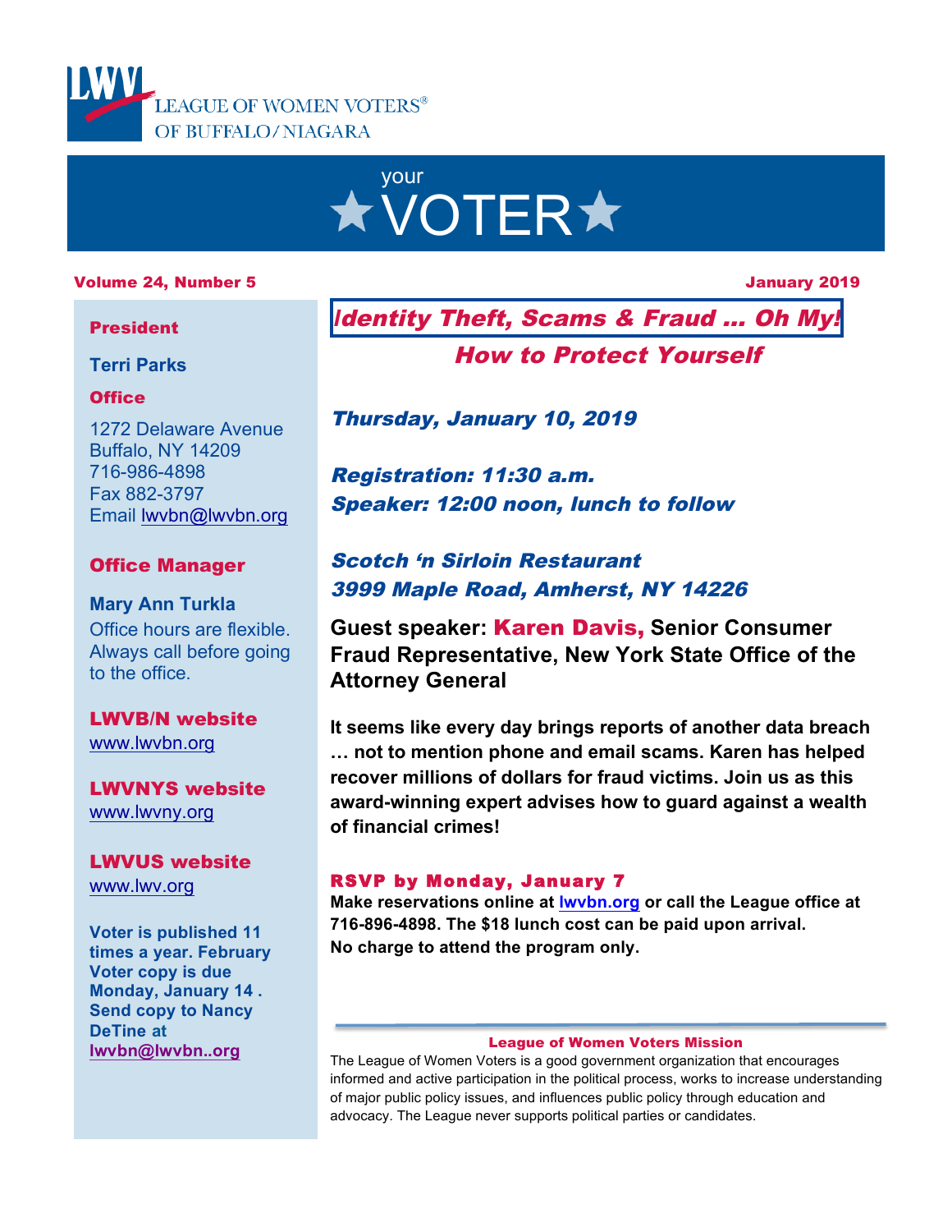LEAGUE OF WOMEN VOTERS® OF BUFFALO/NIAGARA

# your ★VOTER★

**Volume 24, Number 5** **January 2019**

## *Identity Theft, Scams & Fraud … Oh My!*

### *How to Protect Yourself*

***Thursday, January 10, 2019***

***Registration: 11:30 a.m.***
***Speaker: 12:00 noon, lunch to follow***

***Scotch 'n Sirloin Restaurant***
***3999 Maple Road, Amherst, NY 14226***

**Guest speaker: Karen Davis, Senior Consumer Fraud Representative, New York State Office of the Attorney General**

**It seems like every day brings reports of another data breach … not to mention phone and email scams. Karen has helped recover millions of dollars for fraud victims. Join us as this award-winning expert advises how to guard against a wealth of financial crimes!**

**RSVP by Monday, January 7**
**Make reservations online at lwvbn.org or call the League office at 716-896-4898. The $18 lunch cost can be paid upon arrival. No charge to attend the program only.**

**League of Women Voters Mission**
The League of Women Voters is a good government organization that encourages informed and active participation in the political process, works to increase understanding of major public policy issues, and influences public policy through education and advocacy. The League never supports political parties or candidates.

---

**President**

**Terri Parks**

**Office**

1272 Delaware Avenue
Buffalo, NY 14209
716-986-4898
Fax 882-3797
Email lwvbn@lwvbn.org

**Office Manager**

**Mary Ann Turkla**
Office hours are flexible. Always call before going to the office.

**LWVB/N website**
www.lwvbn.org

**LWVNYS website**
www.lwvny.org

**LWVUS website**
www.lwv.org

**Voter is published 11 times a year. February Voter copy is due Monday, January 14 . Send copy to Nancy DeTine at lwvbn@lwvbn..org**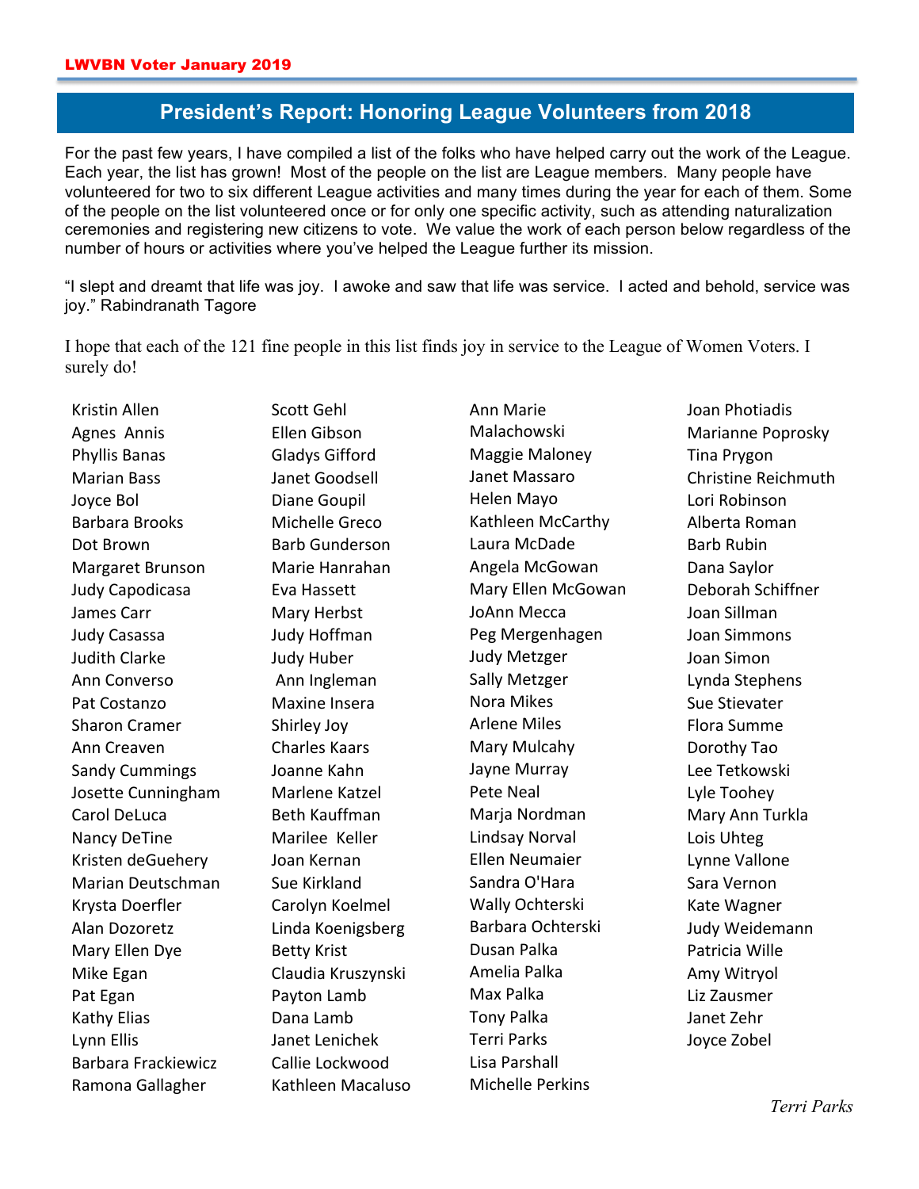## President's Report: Honoring League Volunteers from 2018

For the past few years, I have compiled a list of the folks who have helped carry out the work of the League. Each year, the list has grown! Most of the people on the list are League members. Many people have volunteered for two to six different League activities and many times during the year for each of them. Some of the people on the list volunteered once or for only one specific activity, such as attending naturalization ceremonies and registering new citizens to vote. We value the work of each person below regardless of the number of hours or activities where you've helped the League further its mission.

"I slept and dreamt that life was joy. I awoke and saw that life was service. I acted and behold, service was joy." Rabindranath Tagore

I hope that each of the 121 fine people in this list finds joy in service to the League of Women Voters. I surely do!

Kristin Allen
Agnes Annis
Phyllis Banas
Marian Bass
Joyce Bol
Barbara Brooks
Dot Brown
Margaret Brunson
Judy Capodicasa
James Carr
Judy Casassa
Judith Clarke
Ann Converso
Pat Costanzo
Sharon Cramer
Ann Creaven
Sandy Cummings
Josette Cunningham
Carol DeLuca
Nancy DeTine
Kristen deGuehery
Marian Deutschman
Krysta Doerfler
Alan Dozoretz
Mary Ellen Dye
Mike Egan
Pat Egan
Kathy Elias
Lynn Ellis
Barbara Frackiewicz
Ramona Gallagher
Scott Gehl
Ellen Gibson
Gladys Gifford
Janet Goodsell
Diane Goupil
Michelle Greco
Barb Gunderson
Marie Hanrahan
Eva Hassett
Mary Herbst
Judy Hoffman
Judy Huber
Ann Ingleman
Maxine Insera
Shirley Joy
Charles Kaars
Joanne Kahn
Marlene Katzel
Beth Kauffman
Marilee Keller
Joan Kernan
Sue Kirkland
Carolyn Koelmel
Linda Koenigsberg
Betty Krist
Claudia Kruszynski
Payton Lamb
Dana Lamb
Janet Lenichek
Callie Lockwood
Kathleen Macaluso
Ann Marie Malachowski
Maggie Maloney
Janet Massaro
Helen Mayo
Kathleen McCarthy
Laura McDade
Angela McGowan
Mary Ellen McGowan
JoAnn Mecca
Peg Mergenhagen
Judy Metzger
Sally Metzger
Nora Mikes
Arlene Miles
Mary Mulcahy
Jayne Murray
Pete Neal
Marja Nordman
Lindsay Norval
Ellen Neumaier
Sandra O'Hara
Wally Ochterski
Barbara Ochterski
Dusan Palka
Amelia Palka
Max Palka
Tony Palka
Terri Parks
Lisa Parshall
Michelle Perkins
Joan Photiadis
Marianne Poprosky
Tina Prygon
Christine Reichmuth
Lori Robinson
Alberta Roman
Barb Rubin
Dana Saylor
Deborah Schiffner
Joan Sillman
Joan Simmons
Joan Simon
Lynda Stephens
Sue Stievater
Flora Summe
Dorothy Tao
Lee Tetkowski
Lyle Toohey
Mary Ann Turkla
Lois Uhteg
Lynne Vallone
Sara Vernon
Kate Wagner
Judy Weidemann
Patricia Wille
Amy Witryol
Liz Zausmer
Janet Zehr
Joyce Zobel

*Terri Parks*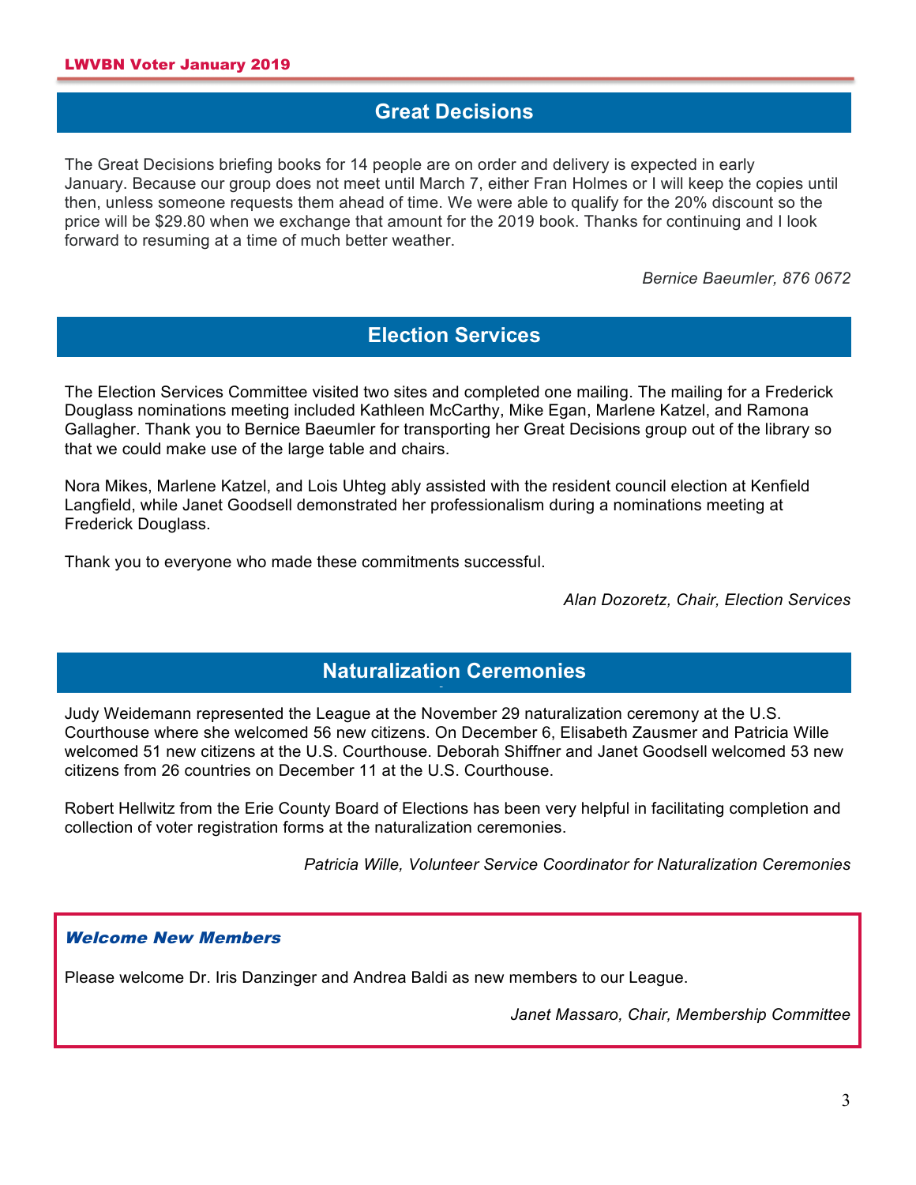## Great Decisions

The Great Decisions briefing books for 14 people are on order and delivery is expected in early January. Because our group does not meet until March 7, either Fran Holmes or I will keep the copies until then, unless someone requests them ahead of time. We were able to qualify for the 20% discount so the price will be $29.80 when we exchange that amount for the 2019 book. Thanks for continuing and I look forward to resuming at a time of much better weather.

*Bernice Baeumler, 876 0672*

## Election Services

The Election Services Committee visited two sites and completed one mailing. The mailing for a Frederick Douglass nominations meeting included Kathleen McCarthy, Mike Egan, Marlene Katzel, and Ramona Gallagher. Thank you to Bernice Baeumler for transporting her Great Decisions group out of the library so that we could make use of the large table and chairs.

Nora Mikes, Marlene Katzel, and Lois Uhteg ably assisted with the resident council election at Kenfield Langfield, while Janet Goodsell demonstrated her professionalism during a nominations meeting at Frederick Douglass.

Thank you to everyone who made these commitments successful.

*Alan Dozoretz, Chair, Election Services*

## Naturalization Ceremonies

Judy Weidemann represented the League at the November 29 naturalization ceremony at the U.S. Courthouse where she welcomed 56 new citizens. On December 6, Elisabeth Zausmer and Patricia Wille welcomed 51 new citizens at the U.S. Courthouse. Deborah Shiffner and Janet Goodsell welcomed 53 new citizens from 26 countries on December 11 at the U.S. Courthouse.

Robert Hellwitz from the Erie County Board of Elections has been very helpful in facilitating completion and collection of voter registration forms at the naturalization ceremonies.

*Patricia Wille, Volunteer Service Coordinator for Naturalization Ceremonies*

***Welcome New Members***

Please welcome Dr. Iris Danzinger and Andrea Baldi as new members to our League.

*Janet Massaro, Chair, Membership Committee*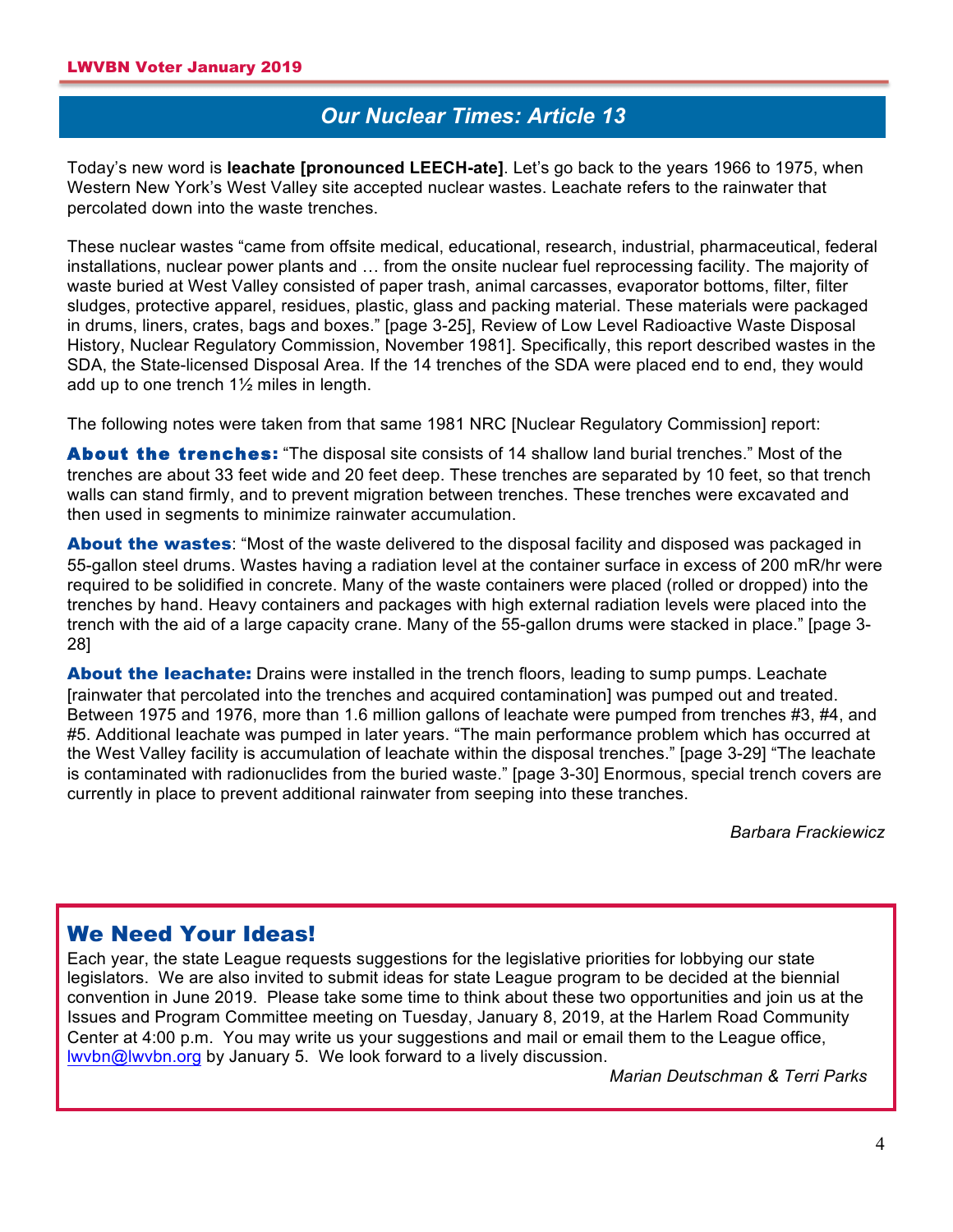## Our Nuclear Times: Article 13

Today's new word is **leachate [pronounced LEECH-ate]**. Let's go back to the years 1966 to 1975, when Western New York's West Valley site accepted nuclear wastes. Leachate refers to the rainwater that percolated down into the waste trenches.

These nuclear wastes "came from offsite medical, educational, research, industrial, pharmaceutical, federal installations, nuclear power plants and … from the onsite nuclear fuel reprocessing facility. The majority of waste buried at West Valley consisted of paper trash, animal carcasses, evaporator bottoms, filter, filter sludges, protective apparel, residues, plastic, glass and packing material. These materials were packaged in drums, liners, crates, bags and boxes." [page 3-25], Review of Low Level Radioactive Waste Disposal History, Nuclear Regulatory Commission, November 1981]. Specifically, this report described wastes in the SDA, the State-licensed Disposal Area. If the 14 trenches of the SDA were placed end to end, they would add up to one trench 1½ miles in length.

The following notes were taken from that same 1981 NRC [Nuclear Regulatory Commission] report:

**About the trenches:** "The disposal site consists of 14 shallow land burial trenches." Most of the trenches are about 33 feet wide and 20 feet deep. These trenches are separated by 10 feet, so that trench walls can stand firmly, and to prevent migration between trenches. These trenches were excavated and then used in segments to minimize rainwater accumulation.

**About the wastes**: "Most of the waste delivered to the disposal facility and disposed was packaged in 55-gallon steel drums. Wastes having a radiation level at the container surface in excess of 200 mR/hr were required to be solidified in concrete. Many of the waste containers were placed (rolled or dropped) into the trenches by hand. Heavy containers and packages with high external radiation levels were placed into the trench with the aid of a large capacity crane. Many of the 55-gallon drums were stacked in place." [page 3-28]

**About the leachate:** Drains were installed in the trench floors, leading to sump pumps. Leachate [rainwater that percolated into the trenches and acquired contamination] was pumped out and treated. Between 1975 and 1976, more than 1.6 million gallons of leachate were pumped from trenches #3, #4, and #5. Additional leachate was pumped in later years. "The main performance problem which has occurred at the West Valley facility is accumulation of leachate within the disposal trenches." [page 3-29] "The leachate is contaminated with radionuclides from the buried waste." [page 3-30] Enormous, special trench covers are currently in place to prevent additional rainwater from seeping into these tranches.

*Barbara Frackiewicz*

## We Need Your Ideas!

Each year, the state League requests suggestions for the legislative priorities for lobbying our state legislators. We are also invited to submit ideas for state League program to be decided at the biennial convention in June 2019. Please take some time to think about these two opportunities and join us at the Issues and Program Committee meeting on Tuesday, January 8, 2019, at the Harlem Road Community Center at 4:00 p.m. You may write us your suggestions and mail or email them to the League office, lwvbn@lwvbn.org by January 5. We look forward to a lively discussion.

*Marian Deutschman & Terri Parks*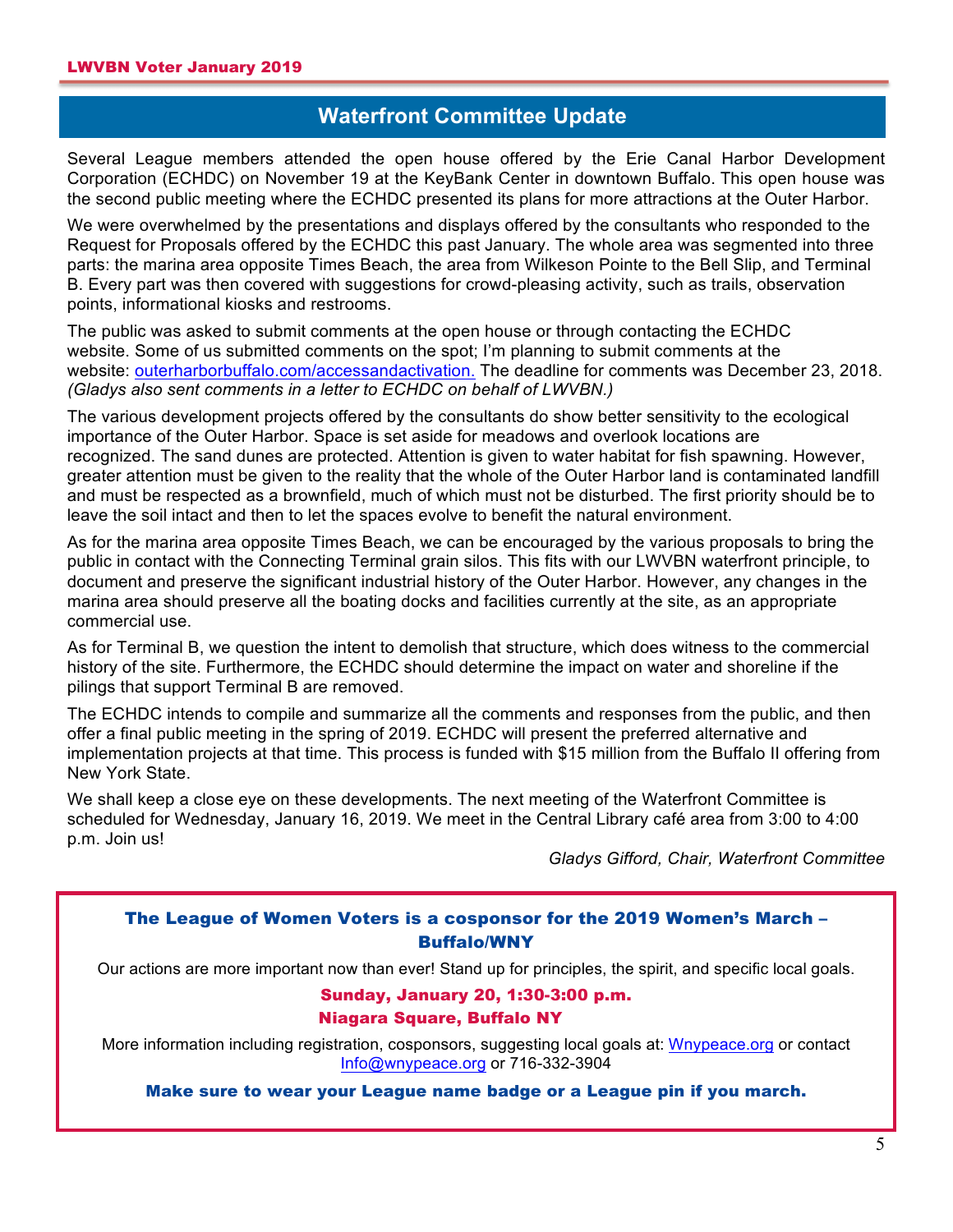## Waterfront Committee Update

Several League members attended the open house offered by the Erie Canal Harbor Development Corporation (ECHDC) on November 19 at the KeyBank Center in downtown Buffalo. This open house was the second public meeting where the ECHDC presented its plans for more attractions at the Outer Harbor.

We were overwhelmed by the presentations and displays offered by the consultants who responded to the Request for Proposals offered by the ECHDC this past January. The whole area was segmented into three parts: the marina area opposite Times Beach, the area from Wilkeson Pointe to the Bell Slip, and Terminal B. Every part was then covered with suggestions for crowd-pleasing activity, such as trails, observation points, informational kiosks and restrooms.

The public was asked to submit comments at the open house or through contacting the ECHDC website. Some of us submitted comments on the spot; I'm planning to submit comments at the website: outerharborbuffalo.com/accessandactivation. The deadline for comments was December 23, 2018. *(Gladys also sent comments in a letter to ECHDC on behalf of LWVBN.)*

The various development projects offered by the consultants do show better sensitivity to the ecological importance of the Outer Harbor. Space is set aside for meadows and overlook locations are recognized. The sand dunes are protected. Attention is given to water habitat for fish spawning. However, greater attention must be given to the reality that the whole of the Outer Harbor land is contaminated landfill and must be respected as a brownfield, much of which must not be disturbed. The first priority should be to leave the soil intact and then to let the spaces evolve to benefit the natural environment.

As for the marina area opposite Times Beach, we can be encouraged by the various proposals to bring the public in contact with the Connecting Terminal grain silos. This fits with our LWVBN waterfront principle, to document and preserve the significant industrial history of the Outer Harbor. However, any changes in the marina area should preserve all the boating docks and facilities currently at the site, as an appropriate commercial use.

As for Terminal B, we question the intent to demolish that structure, which does witness to the commercial history of the site. Furthermore, the ECHDC should determine the impact on water and shoreline if the pilings that support Terminal B are removed.

The ECHDC intends to compile and summarize all the comments and responses from the public, and then offer a final public meeting in the spring of 2019. ECHDC will present the preferred alternative and implementation projects at that time. This process is funded with $15 million from the Buffalo II offering from New York State.

We shall keep a close eye on these developments. The next meeting of the Waterfront Committee is scheduled for Wednesday, January 16, 2019. We meet in the Central Library café area from 3:00 to 4:00 p.m. Join us!

*Gladys Gifford, Chair, Waterfront Committee*

---

**The League of Women Voters is a cosponsor for the 2019 Women's March – Buffalo/WNY**

Our actions are more important now than ever! Stand up for principles, the spirit, and specific local goals.

**Sunday, January 20, 1:30-3:00 p.m.**
**Niagara Square, Buffalo NY**

More information including registration, cosponsors, suggesting local goals at: Wnypeace.org or contact Info@wnypeace.org or 716-332-3904

**Make sure to wear your League name badge or a League pin if you march.**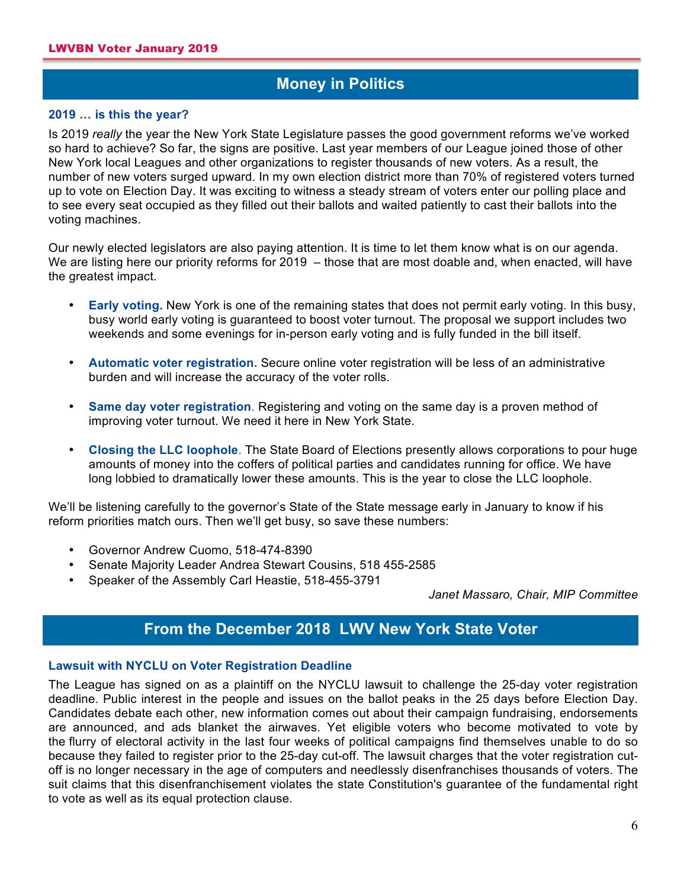## Money in Politics

### 2019 … is this the year?

Is 2019 *really* the year the New York State Legislature passes the good government reforms we've worked so hard to achieve? So far, the signs are positive. Last year members of our League joined those of other New York local Leagues and other organizations to register thousands of new voters. As a result, the number of new voters surged upward. In my own election district more than 70% of registered voters turned up to vote on Election Day. It was exciting to witness a steady stream of voters enter our polling place and to see every seat occupied as they filled out their ballots and waited patiently to cast their ballots into the voting machines.

Our newly elected legislators are also paying attention. It is time to let them know what is on our agenda. We are listing here our priority reforms for 2019 – those that are most doable and, when enacted, will have the greatest impact.

- **Early voting.** New York is one of the remaining states that does not permit early voting. In this busy, busy world early voting is guaranteed to boost voter turnout. The proposal we support includes two weekends and some evenings for in-person early voting and is fully funded in the bill itself.

- **Automatic voter registration.** Secure online voter registration will be less of an administrative burden and will increase the accuracy of the voter rolls.

- **Same day voter registration**. Registering and voting on the same day is a proven method of improving voter turnout. We need it here in New York State.

- **Closing the LLC loophole**. The State Board of Elections presently allows corporations to pour huge amounts of money into the coffers of political parties and candidates running for office. We have long lobbied to dramatically lower these amounts. This is the year to close the LLC loophole.

We'll be listening carefully to the governor's State of the State message early in January to know if his reform priorities match ours. Then we'll get busy, so save these numbers:

- Governor Andrew Cuomo, 518-474-8390
- Senate Majority Leader Andrea Stewart Cousins, 518 455-2585
- Speaker of the Assembly Carl Heastie, 518-455-3791

*Janet Massaro, Chair, MIP Committee*

## From the December 2018 LWV New York State Voter

### Lawsuit with NYCLU on Voter Registration Deadline

The League has signed on as a plaintiff on the NYCLU lawsuit to challenge the 25-day voter registration deadline. Public interest in the people and issues on the ballot peaks in the 25 days before Election Day. Candidates debate each other, new information comes out about their campaign fundraising, endorsements are announced, and ads blanket the airwaves. Yet eligible voters who become motivated to vote by the flurry of electoral activity in the last four weeks of political campaigns find themselves unable to do so because they failed to register prior to the 25-day cut-off. The lawsuit charges that the voter registration cut-off is no longer necessary in the age of computers and needlessly disenfranchises thousands of voters. The suit claims that this disenfranchisement violates the state Constitution's guarantee of the fundamental right to vote as well as its equal protection clause.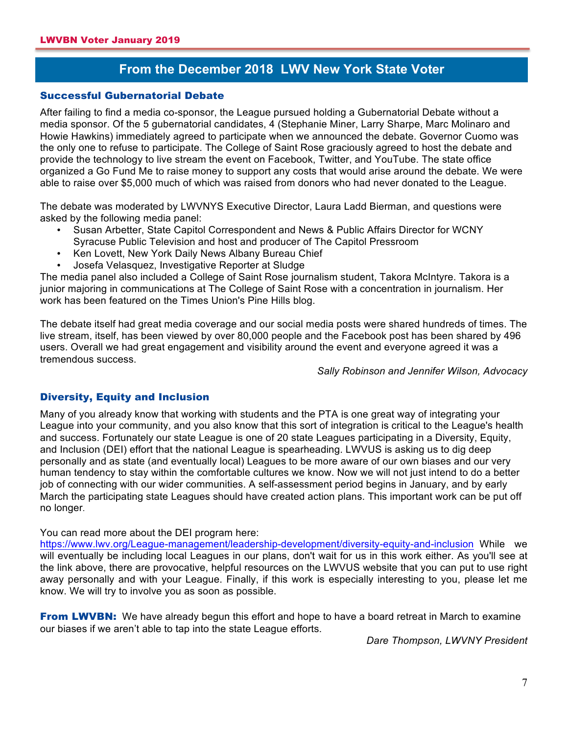## From the December 2018 LWV New York State Voter

### Successful Gubernatorial Debate

After failing to find a media co-sponsor, the League pursued holding a Gubernatorial Debate without a media sponsor. Of the 5 gubernatorial candidates, 4 (Stephanie Miner, Larry Sharpe, Marc Molinaro and Howie Hawkins) immediately agreed to participate when we announced the debate. Governor Cuomo was the only one to refuse to participate. The College of Saint Rose graciously agreed to host the debate and provide the technology to live stream the event on Facebook, Twitter, and YouTube. The state office organized a Go Fund Me to raise money to support any costs that would arise around the debate. We were able to raise over $5,000 much of which was raised from donors who had never donated to the League.

The debate was moderated by LWVNYS Executive Director, Laura Ladd Bierman, and questions were asked by the following media panel:

- Susan Arbetter, State Capitol Correspondent and News & Public Affairs Director for WCNY Syracuse Public Television and host and producer of The Capitol Pressroom
- Ken Lovett, New York Daily News Albany Bureau Chief
- Josefa Velasquez, Investigative Reporter at Sludge

The media panel also included a College of Saint Rose journalism student, Takora McIntyre. Takora is a junior majoring in communications at The College of Saint Rose with a concentration in journalism. Her work has been featured on the Times Union's Pine Hills blog.

The debate itself had great media coverage and our social media posts were shared hundreds of times. The live stream, itself, has been viewed by over 80,000 people and the Facebook post has been shared by 496 users. Overall we had great engagement and visibility around the event and everyone agreed it was a tremendous success.

*Sally Robinson and Jennifer Wilson, Advocacy*

### Diversity, Equity and Inclusion

Many of you already know that working with students and the PTA is one great way of integrating your League into your community, and you also know that this sort of integration is critical to the League's health and success. Fortunately our state League is one of 20 state Leagues participating in a Diversity, Equity, and Inclusion (DEI) effort that the national League is spearheading. LWVUS is asking us to dig deep personally and as state (and eventually local) Leagues to be more aware of our own biases and our very human tendency to stay within the comfortable cultures we know. Now we will not just intend to do a better job of connecting with our wider communities. A self-assessment period begins in January, and by early March the participating state Leagues should have created action plans. This important work can be put off no longer.

You can read more about the DEI program here: https://www.lwv.org/League-management/leadership-development/diversity-equity-and-inclusion While we will eventually be including local Leagues in our plans, don't wait for us in this work either. As you'll see at the link above, there are provocative, helpful resources on the LWVUS website that you can put to use right away personally and with your League. Finally, if this work is especially interesting to you, please let me know. We will try to involve you as soon as possible.

**From LWVBN:** We have already begun this effort and hope to have a board retreat in March to examine our biases if we aren't able to tap into the state League efforts.

*Dare Thompson, LWVNY President*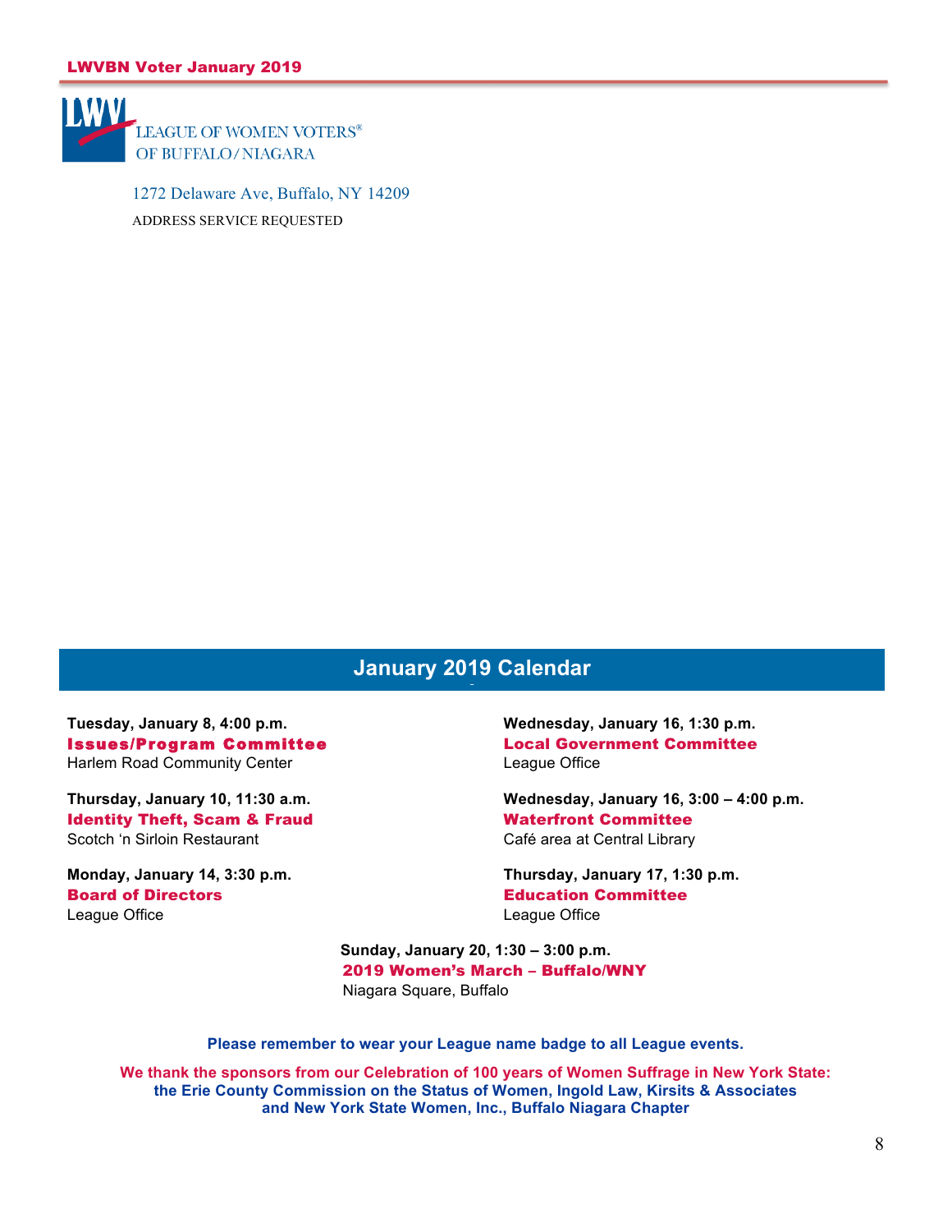LEAGUE OF WOMEN VOTERS®
OF BUFFALO/NIAGARA

1272 Delaware Ave, Buffalo, NY 14209

ADDRESS SERVICE REQUESTED

## January 2019 Calendar

**Tuesday, January 8, 4:00 p.m.**
**Issues/Program Committee**
Harlem Road Community Center

**Thursday, January 10, 11:30 a.m.**
**Identity Theft, Scam & Fraud**
Scotch 'n Sirloin Restaurant

**Monday, January 14, 3:30 p.m.**
**Board of Directors**
League Office

**Wednesday, January 16, 1:30 p.m.**
**Local Government Committee**
League Office

**Wednesday, January 16, 3:00 – 4:00 p.m.**
**Waterfront Committee**
Café area at Central Library

**Thursday, January 17, 1:30 p.m.**
**Education Committee**
League Office

**Sunday, January 20, 1:30 – 3:00 p.m.**
**2019 Women's March – Buffalo/WNY**
Niagara Square, Buffalo

**Please remember to wear your League name badge to all League events.**

**We thank the sponsors from our Celebration of 100 years of Women Suffrage in New York State: the Erie County Commission on the Status of Women, Ingold Law, Kirsits & Associates and New York State Women, Inc., Buffalo Niagara Chapter**